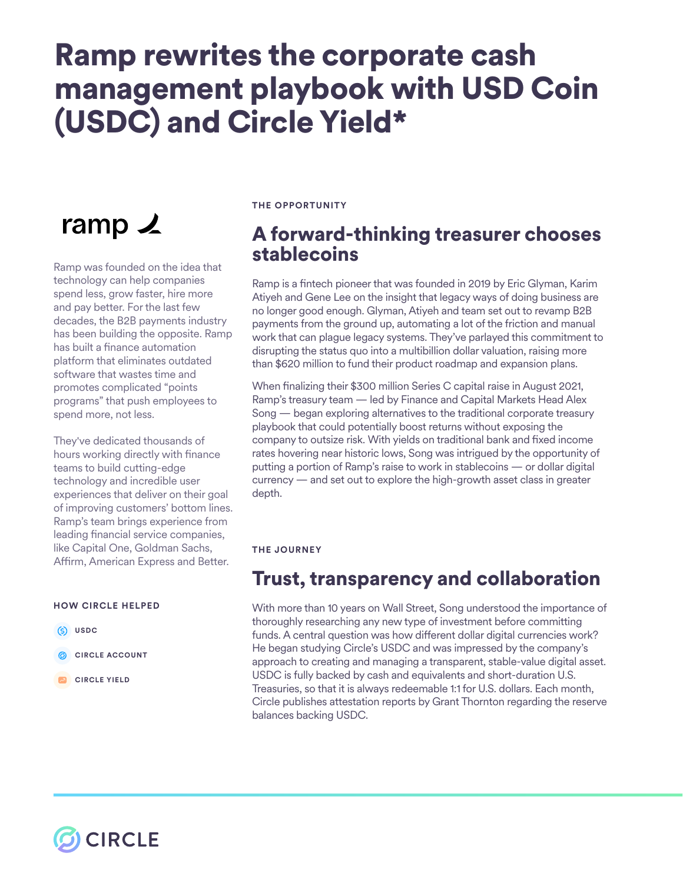# Ramp rewrites the corporate cash management playbook with USD Coin (USDC) and Circle Yield*

ramp

Ramp was founded on the idea that technology can help companies spend less, grow faster, hire more and pay better. For the last few decades, the B2B payments industry has been building the opposite. Ramp has built a finance automation platform that eliminates outdated software that wastes time and promotes complicated "points programs" that push employees to spend more, not less.

They've dedicated thousands of hours working directly with finance teams to build cutting-edge technology and incredible user experiences that deliver on their goal of improving customers' bottom lines. Ramp's team brings experience from leading financial service companies, like Capital One, Goldman Sachs, Affirm, American Express and Better.

**HOW CIRCLE HELPED**

- USDC
- CIRCLE ACCOUNT
- CIRCLE YIELD

THE OPPORTUNITY

## A forward-thinking treasurer chooses stablecoins

Ramp is a fintech pioneer that was founded in 2019 by Eric Glyman, Karim Atiyeh and Gene Lee on the insight that legacy ways of doing business are no longer good enough. Glyman, Atiyeh and team set out to revamp B2B payments from the ground up, automating a lot of the friction and manual work that can plague legacy systems. They've parlayed this commitment to disrupting the status quo into a multibillion dollar valuation, raising more than $620 million to fund their product roadmap and expansion plans.

When finalizing their $300 million Series C capital raise in August 2021, Ramp's treasury team — led by Finance and Capital Markets Head Alex Song — began exploring alternatives to the traditional corporate treasury playbook that could potentially boost returns without exposing the company to outsize risk. With yields on traditional bank and fixed income rates hovering near historic lows, Song was intrigued by the opportunity of putting a portion of Ramp's raise to work in stablecoins — or dollar digital currency — and set out to explore the high-growth asset class in greater depth.

THE JOURNEY

## Trust, transparency and collaboration

With more than 10 years on Wall Street, Song understood the importance of thoroughly researching any new type of investment before committing funds. A central question was how different dollar digital currencies work? He began studying Circle's USDC and was impressed by the company's approach to creating and managing a transparent, stable-value digital asset. USDC is fully backed by cash and equivalents and short-duration U.S. Treasuries, so that it is always redeemable 1:1 for U.S. dollars. Each month, Circle publishes attestation reports by Grant Thornton regarding the reserve balances backing USDC.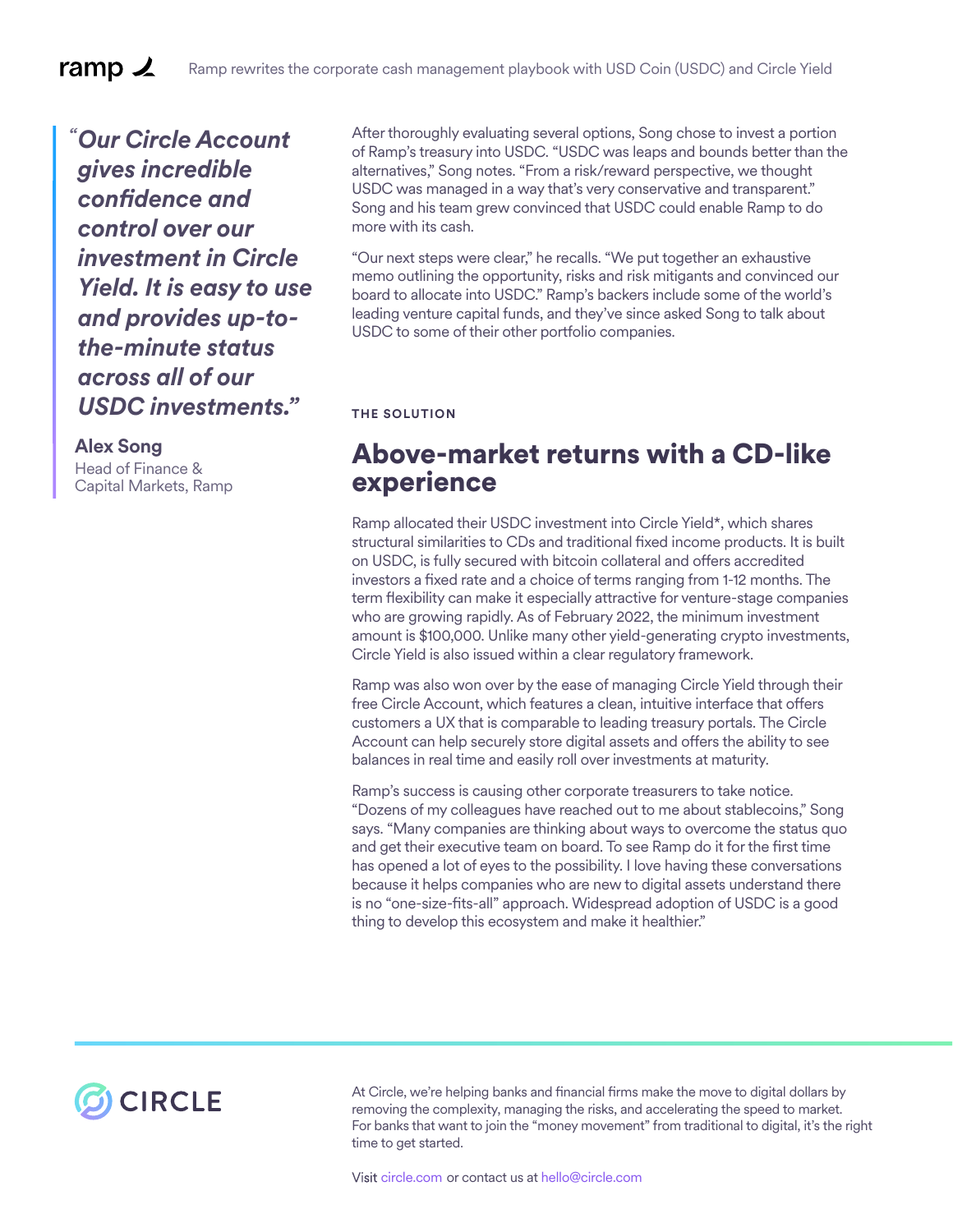> *"Our Circle Account gives incredible confidence and control over our investment in Circle Yield. It is easy to use and provides up-to-the-minute status across all of our USDC investments."*
>
> **Alex Song**
> Head of Finance & Capital Markets, Ramp

After thoroughly evaluating several options, Song chose to invest a portion of Ramp's treasury into USDC. "USDC was leaps and bounds better than the alternatives," Song notes. "From a risk/reward perspective, we thought USDC was managed in a way that's very conservative and transparent." Song and his team grew convinced that USDC could enable Ramp to do more with its cash.

"Our next steps were clear," he recalls. "We put together an exhaustive memo outlining the opportunity, risks and risk mitigants and convinced our board to allocate into USDC." Ramp's backers include some of the world's leading venture capital funds, and they've since asked Song to talk about USDC to some of their other portfolio companies.

THE SOLUTION

## Above-market returns with a CD-like experience

Ramp allocated their USDC investment into Circle Yield*, which shares structural similarities to CDs and traditional fixed income products. It is built on USDC, is fully secured with bitcoin collateral and offers accredited investors a fixed rate and a choice of terms ranging from 1-12 months. The term flexibility can make it especially attractive for venture-stage companies who are growing rapidly. As of February 2022, the minimum investment amount is $100,000. Unlike many other yield-generating crypto investments, Circle Yield is also issued within a clear regulatory framework.

Ramp was also won over by the ease of managing Circle Yield through their free Circle Account, which features a clean, intuitive interface that offers customers a UX that is comparable to leading treasury portals. The Circle Account can help securely store digital assets and offers the ability to see balances in real time and easily roll over investments at maturity.

Ramp's success is causing other corporate treasurers to take notice. "Dozens of my colleagues have reached out to me about stablecoins," Song says. "Many companies are thinking about ways to overcome the status quo and get their executive team on board. To see Ramp do it for the first time has opened a lot of eyes to the possibility. I love having these conversations because it helps companies who are new to digital assets understand there is no "one-size-fits-all" approach. Widespread adoption of USDC is a good thing to develop this ecosystem and make it healthier."

---

CIRCLE

At Circle, we're helping banks and financial firms make the move to digital dollars by removing the complexity, managing the risks, and accelerating the speed to market. For banks that want to join the "money movement" from traditional to digital, it's the right time to get started.

Visit circle.com or contact us at hello@circle.com